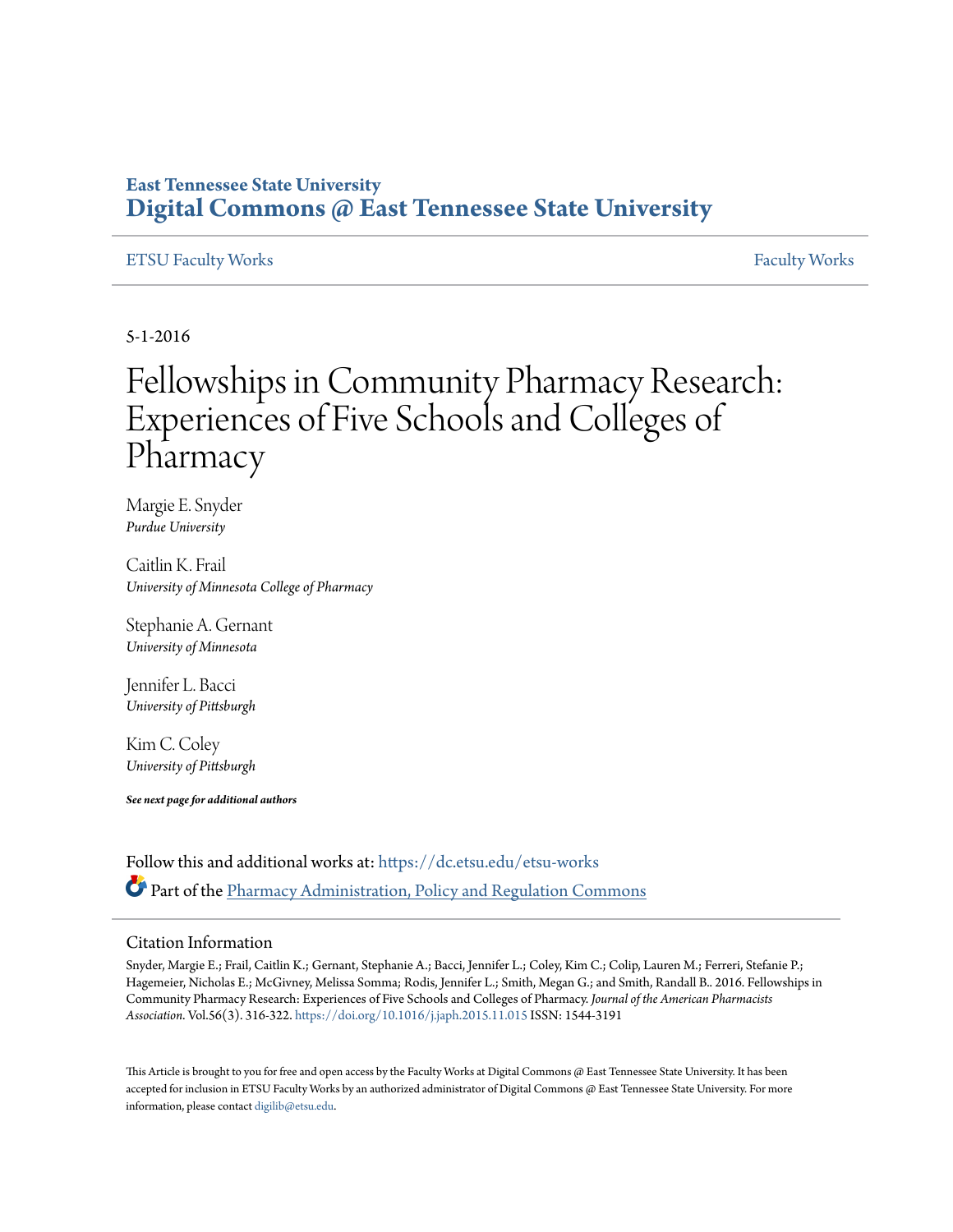**East Tennessee State University**
**Digital Commons @ East Tennessee State University**

ETSU Faculty Works | Faculty Works

5-1-2016

# Fellowships in Community Pharmacy Research: Experiences of Five Schools and Colleges of Pharmacy

Margie E. Snyder
*Purdue University*

Caitlin K. Frail
*University of Minnesota College of Pharmacy*

Stephanie A. Gernant
*University of Minnesota*

Jennifer L. Bacci
*University of Pittsburgh*

Kim C. Coley
*University of Pittsburgh*

***See next page for additional authors***

Follow this and additional works at: https://dc.etsu.edu/etsu-works

Part of the Pharmacy Administration, Policy and Regulation Commons

## Citation Information

Snyder, Margie E.; Frail, Caitlin K.; Gernant, Stephanie A.; Bacci, Jennifer L.; Coley, Kim C.; Colip, Lauren M.; Ferreri, Stefanie P.; Hagemeier, Nicholas E.; McGivney, Melissa Somma; Rodis, Jennifer L.; Smith, Megan G.; and Smith, Randall B.. 2016. Fellowships in Community Pharmacy Research: Experiences of Five Schools and Colleges of Pharmacy. *Journal of the American Pharmacists Association*. Vol.56(3). 316-322. https://doi.org/10.1016/j.japh.2015.11.015 ISSN: 1544-3191

This Article is brought to you for free and open access by the Faculty Works at Digital Commons @ East Tennessee State University. It has been accepted for inclusion in ETSU Faculty Works by an authorized administrator of Digital Commons @ East Tennessee State University. For more information, please contact digilib@etsu.edu.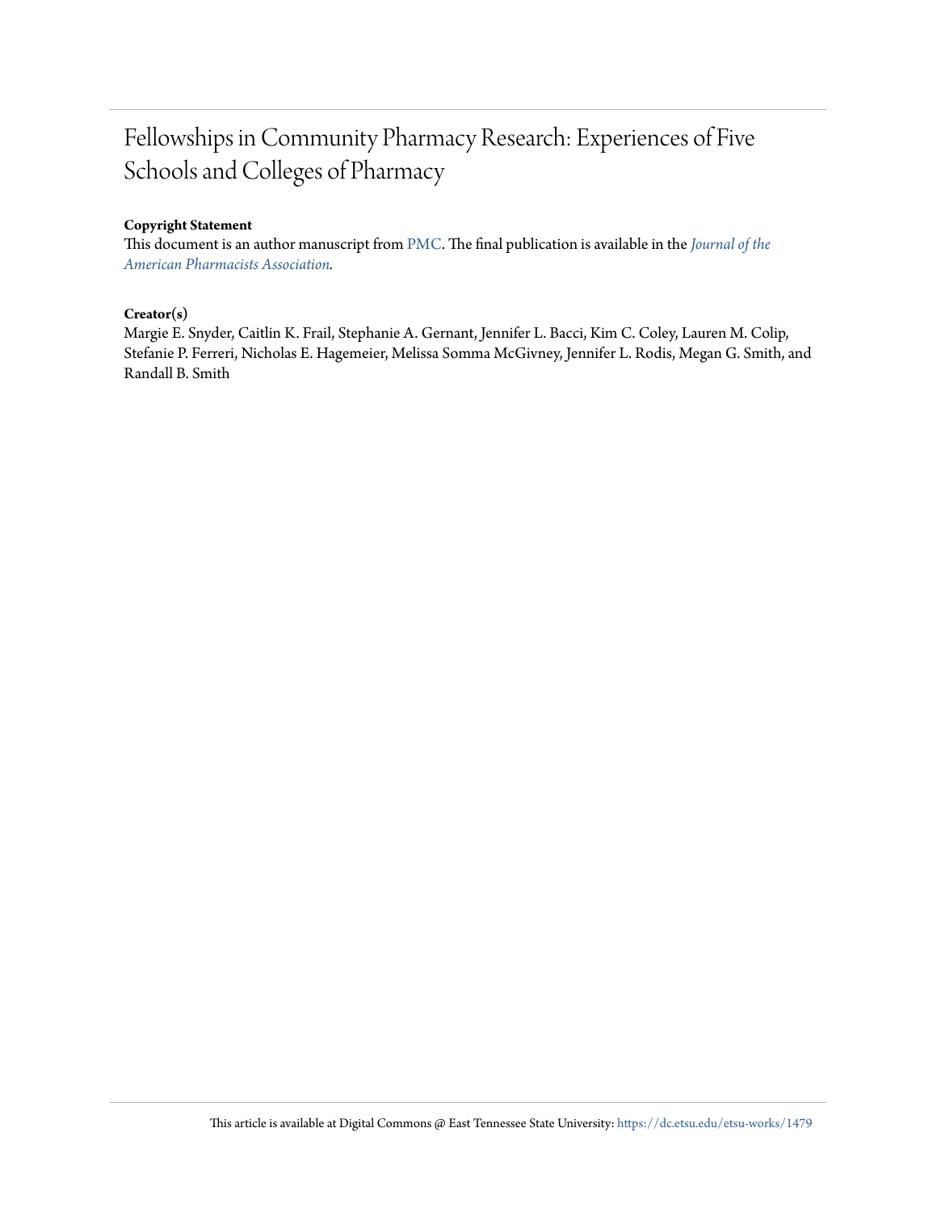# Fellowships in Community Pharmacy Research: Experiences of Five Schools and Colleges of Pharmacy

**Copyright Statement**

This document is an author manuscript from PMC. The final publication is available in the *Journal of the American Pharmacists Association*.

**Creator(s)**

Margie E. Snyder, Caitlin K. Frail, Stephanie A. Gernant, Jennifer L. Bacci, Kim C. Coley, Lauren M. Colip, Stefanie P. Ferreri, Nicholas E. Hagemeier, Melissa Somma McGivney, Jennifer L. Rodis, Megan G. Smith, and Randall B. Smith

This article is available at Digital Commons @ East Tennessee State University: https://dc.etsu.edu/etsu-works/1479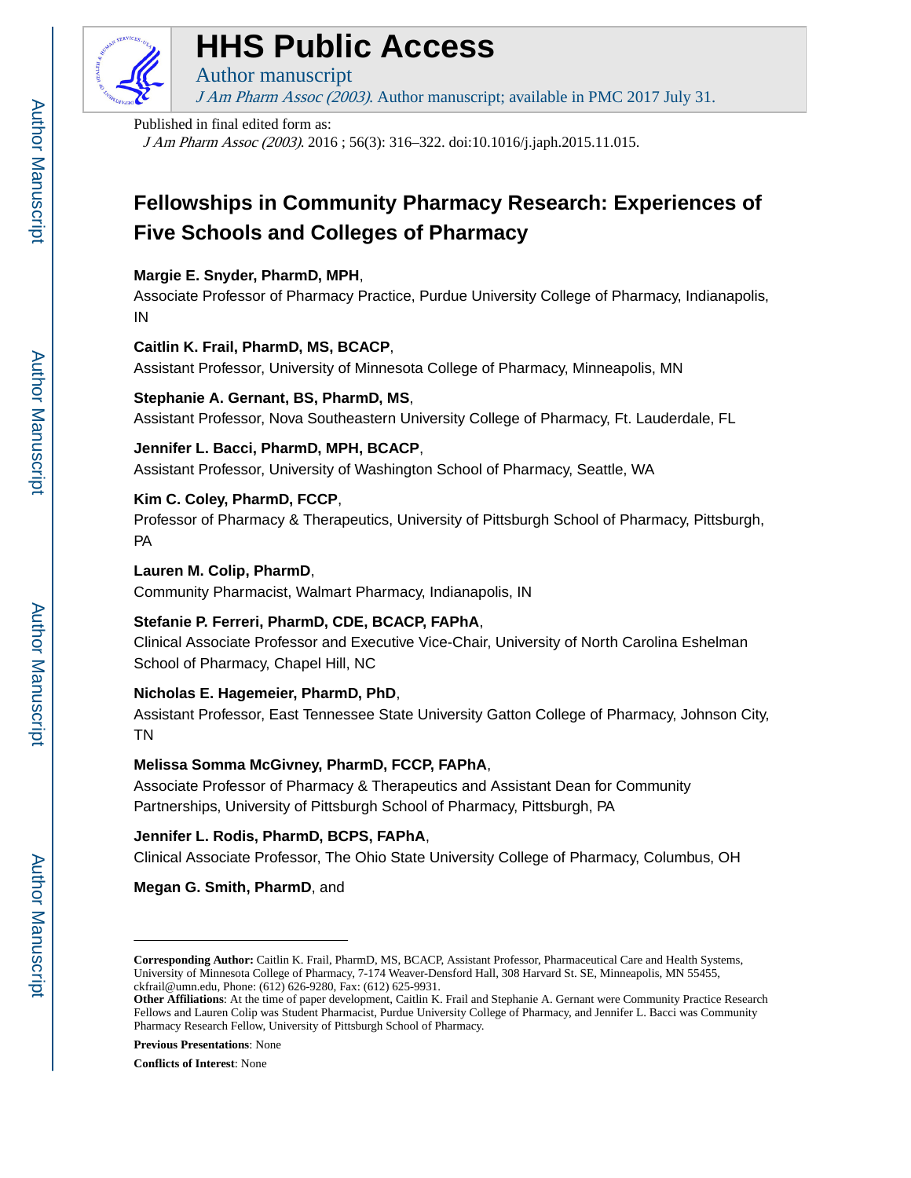Published in final edited form as:

*J Am Pharm Assoc (2003)*. 2016 ; 56(3): 316–322. doi:10.1016/j.japh.2015.11.015.

# Fellowships in Community Pharmacy Research: Experiences of Five Schools and Colleges of Pharmacy

**Margie E. Snyder, PharmD, MPH**,
Associate Professor of Pharmacy Practice, Purdue University College of Pharmacy, Indianapolis, IN

**Caitlin K. Frail, PharmD, MS, BCACP**,
Assistant Professor, University of Minnesota College of Pharmacy, Minneapolis, MN

**Stephanie A. Gernant, BS, PharmD, MS**,
Assistant Professor, Nova Southeastern University College of Pharmacy, Ft. Lauderdale, FL

**Jennifer L. Bacci, PharmD, MPH, BCACP**,
Assistant Professor, University of Washington School of Pharmacy, Seattle, WA

**Kim C. Coley, PharmD, FCCP**,
Professor of Pharmacy & Therapeutics, University of Pittsburgh School of Pharmacy, Pittsburgh, PA

**Lauren M. Colip, PharmD**,
Community Pharmacist, Walmart Pharmacy, Indianapolis, IN

**Stefanie P. Ferreri, PharmD, CDE, BCACP, FAPhA**,
Clinical Associate Professor and Executive Vice-Chair, University of North Carolina Eshelman School of Pharmacy, Chapel Hill, NC

**Nicholas E. Hagemeier, PharmD, PhD**,
Assistant Professor, East Tennessee State University Gatton College of Pharmacy, Johnson City, TN

**Melissa Somma McGivney, PharmD, FCCP, FAPhA**,
Associate Professor of Pharmacy & Therapeutics and Assistant Dean for Community Partnerships, University of Pittsburgh School of Pharmacy, Pittsburgh, PA

**Jennifer L. Rodis, PharmD, BCPS, FAPhA**,
Clinical Associate Professor, The Ohio State University College of Pharmacy, Columbus, OH

**Megan G. Smith, PharmD**, and

---

**Corresponding Author:** Caitlin K. Frail, PharmD, MS, BCACP, Assistant Professor, Pharmaceutical Care and Health Systems, University of Minnesota College of Pharmacy, 7-174 Weaver-Densford Hall, 308 Harvard St. SE, Minneapolis, MN 55455, ckfrail@umn.edu, Phone: (612) 626-9280, Fax: (612) 625-9931.

**Other Affiliations**: At the time of paper development, Caitlin K. Frail and Stephanie A. Gernant were Community Practice Research Fellows and Lauren Colip was Student Pharmacist, Purdue University College of Pharmacy, and Jennifer L. Bacci was Community Pharmacy Research Fellow, University of Pittsburgh School of Pharmacy.

**Previous Presentations**: None

**Conflicts of Interest**: None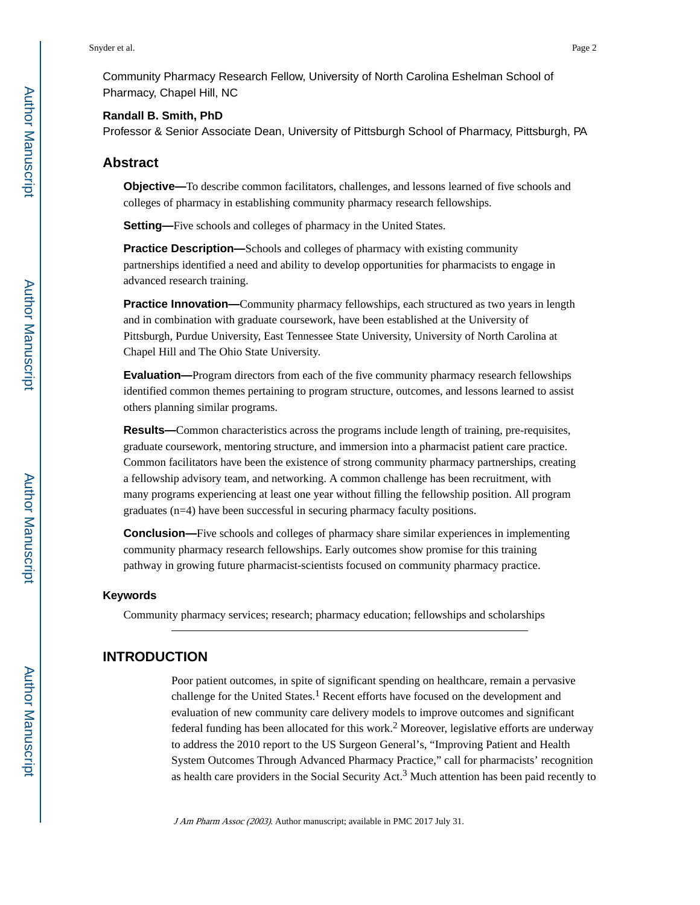Community Pharmacy Research Fellow, University of North Carolina Eshelman School of Pharmacy, Chapel Hill, NC

**Randall B. Smith, PhD**

Professor & Senior Associate Dean, University of Pittsburgh School of Pharmacy, Pittsburgh, PA

## Abstract

**Objective—**To describe common facilitators, challenges, and lessons learned of five schools and colleges of pharmacy in establishing community pharmacy research fellowships.

**Setting—**Five schools and colleges of pharmacy in the United States.

**Practice Description—**Schools and colleges of pharmacy with existing community partnerships identified a need and ability to develop opportunities for pharmacists to engage in advanced research training.

**Practice Innovation—**Community pharmacy fellowships, each structured as two years in length and in combination with graduate coursework, have been established at the University of Pittsburgh, Purdue University, East Tennessee State University, University of North Carolina at Chapel Hill and The Ohio State University.

**Evaluation—**Program directors from each of the five community pharmacy research fellowships identified common themes pertaining to program structure, outcomes, and lessons learned to assist others planning similar programs.

**Results—**Common characteristics across the programs include length of training, pre-requisites, graduate coursework, mentoring structure, and immersion into a pharmacist patient care practice. Common facilitators have been the existence of strong community pharmacy partnerships, creating a fellowship advisory team, and networking. A common challenge has been recruitment, with many programs experiencing at least one year without filling the fellowship position. All program graduates (n=4) have been successful in securing pharmacy faculty positions.

**Conclusion—**Five schools and colleges of pharmacy share similar experiences in implementing community pharmacy research fellowships. Early outcomes show promise for this training pathway in growing future pharmacist-scientists focused on community pharmacy practice.

### Keywords

Community pharmacy services; research; pharmacy education; fellowships and scholarships

## INTRODUCTION

Poor patient outcomes, in spite of significant spending on healthcare, remain a pervasive challenge for the United States.[1] Recent efforts have focused on the development and evaluation of new community care delivery models to improve outcomes and significant federal funding has been allocated for this work.[2] Moreover, legislative efforts are underway to address the 2010 report to the US Surgeon General's, "Improving Patient and Health System Outcomes Through Advanced Pharmacy Practice," call for pharmacists' recognition as health care providers in the Social Security Act.[3] Much attention has been paid recently to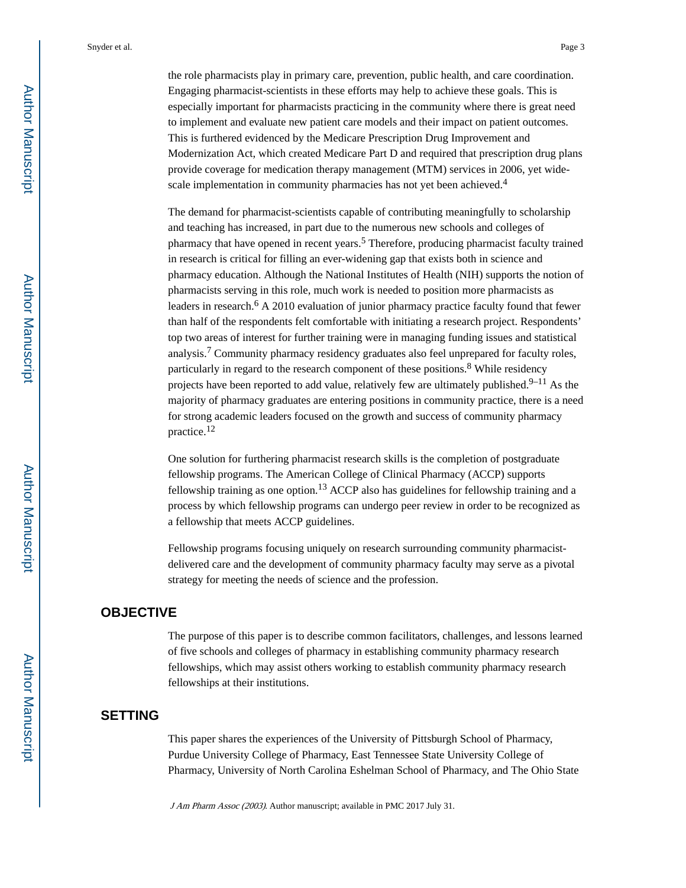the role pharmacists play in primary care, prevention, public health, and care coordination. Engaging pharmacist-scientists in these efforts may help to achieve these goals. This is especially important for pharmacists practicing in the community where there is great need to implement and evaluate new patient care models and their impact on patient outcomes. This is furthered evidenced by the Medicare Prescription Drug Improvement and Modernization Act, which created Medicare Part D and required that prescription drug plans provide coverage for medication therapy management (MTM) services in 2006, yet wide-scale implementation in community pharmacies has not yet been achieved.[4]

The demand for pharmacist-scientists capable of contributing meaningfully to scholarship and teaching has increased, in part due to the numerous new schools and colleges of pharmacy that have opened in recent years.[5] Therefore, producing pharmacist faculty trained in research is critical for filling an ever-widening gap that exists both in science and pharmacy education. Although the National Institutes of Health (NIH) supports the notion of pharmacists serving in this role, much work is needed to position more pharmacists as leaders in research.[6] A 2010 evaluation of junior pharmacy practice faculty found that fewer than half of the respondents felt comfortable with initiating a research project. Respondents' top two areas of interest for further training were in managing funding issues and statistical analysis.[7] Community pharmacy residency graduates also feel unprepared for faculty roles, particularly in regard to the research component of these positions.[8] While residency projects have been reported to add value, relatively few are ultimately published.[9–11] As the majority of pharmacy graduates are entering positions in community practice, there is a need for strong academic leaders focused on the growth and success of community pharmacy practice.[12]

One solution for furthering pharmacist research skills is the completion of postgraduate fellowship programs. The American College of Clinical Pharmacy (ACCP) supports fellowship training as one option.[13] ACCP also has guidelines for fellowship training and a process by which fellowship programs can undergo peer review in order to be recognized as a fellowship that meets ACCP guidelines.

Fellowship programs focusing uniquely on research surrounding community pharmacist-delivered care and the development of community pharmacy faculty may serve as a pivotal strategy for meeting the needs of science and the profession.

## OBJECTIVE

The purpose of this paper is to describe common facilitators, challenges, and lessons learned of five schools and colleges of pharmacy in establishing community pharmacy research fellowships, which may assist others working to establish community pharmacy research fellowships at their institutions.

## SETTING

This paper shares the experiences of the University of Pittsburgh School of Pharmacy, Purdue University College of Pharmacy, East Tennessee State University College of Pharmacy, University of North Carolina Eshelman School of Pharmacy, and The Ohio State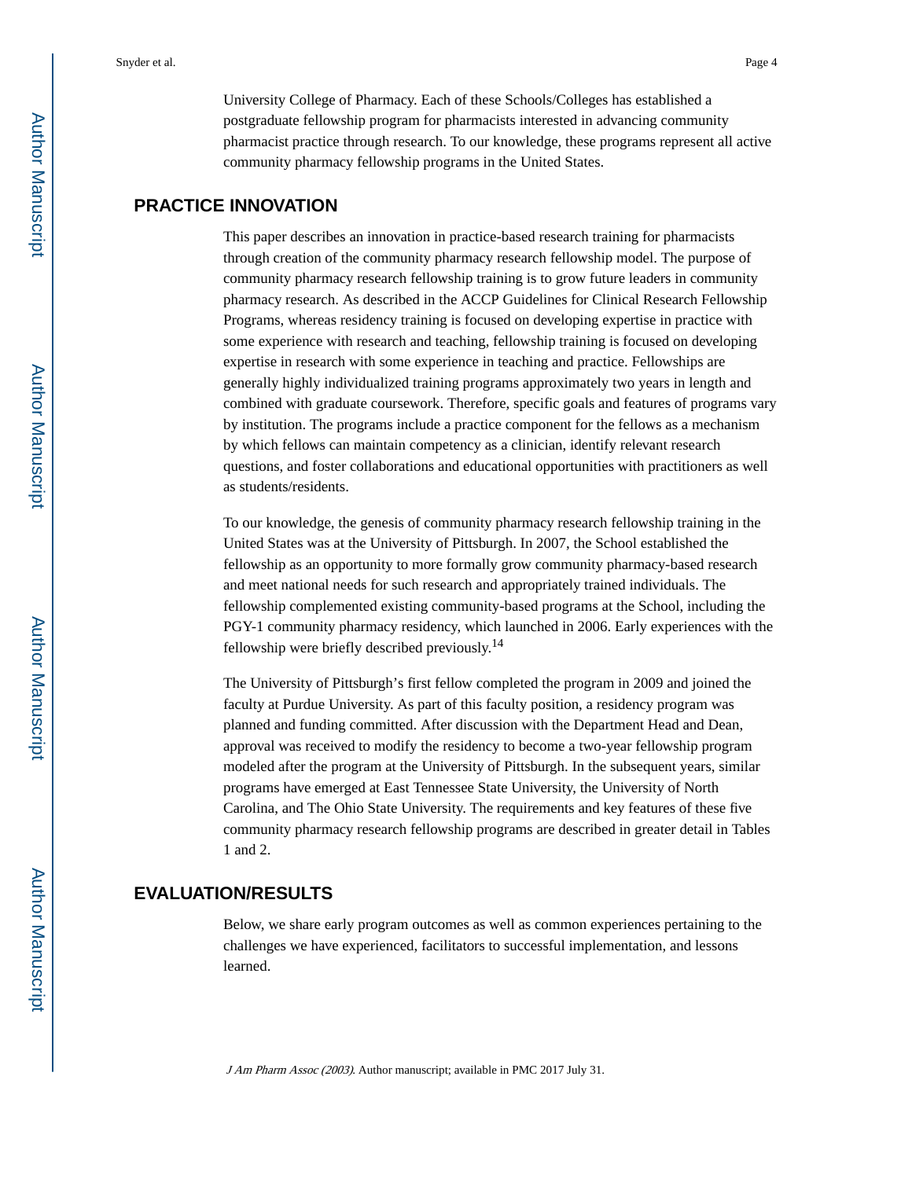University College of Pharmacy. Each of these Schools/Colleges has established a postgraduate fellowship program for pharmacists interested in advancing community pharmacist practice through research. To our knowledge, these programs represent all active community pharmacy fellowship programs in the United States.

## PRACTICE INNOVATION

This paper describes an innovation in practice-based research training for pharmacists through creation of the community pharmacy research fellowship model. The purpose of community pharmacy research fellowship training is to grow future leaders in community pharmacy research. As described in the ACCP Guidelines for Clinical Research Fellowship Programs, whereas residency training is focused on developing expertise in practice with some experience with research and teaching, fellowship training is focused on developing expertise in research with some experience in teaching and practice. Fellowships are generally highly individualized training programs approximately two years in length and combined with graduate coursework. Therefore, specific goals and features of programs vary by institution. The programs include a practice component for the fellows as a mechanism by which fellows can maintain competency as a clinician, identify relevant research questions, and foster collaborations and educational opportunities with practitioners as well as students/residents.

To our knowledge, the genesis of community pharmacy research fellowship training in the United States was at the University of Pittsburgh. In 2007, the School established the fellowship as an opportunity to more formally grow community pharmacy-based research and meet national needs for such research and appropriately trained individuals. The fellowship complemented existing community-based programs at the School, including the PGY-1 community pharmacy residency, which launched in 2006. Early experiences with the fellowship were briefly described previously.[14]

The University of Pittsburgh's first fellow completed the program in 2009 and joined the faculty at Purdue University. As part of this faculty position, a residency program was planned and funding committed. After discussion with the Department Head and Dean, approval was received to modify the residency to become a two-year fellowship program modeled after the program at the University of Pittsburgh. In the subsequent years, similar programs have emerged at East Tennessee State University, the University of North Carolina, and The Ohio State University. The requirements and key features of these five community pharmacy research fellowship programs are described in greater detail in Tables 1 and 2.

## EVALUATION/RESULTS

Below, we share early program outcomes as well as common experiences pertaining to the challenges we have experienced, facilitators to successful implementation, and lessons learned.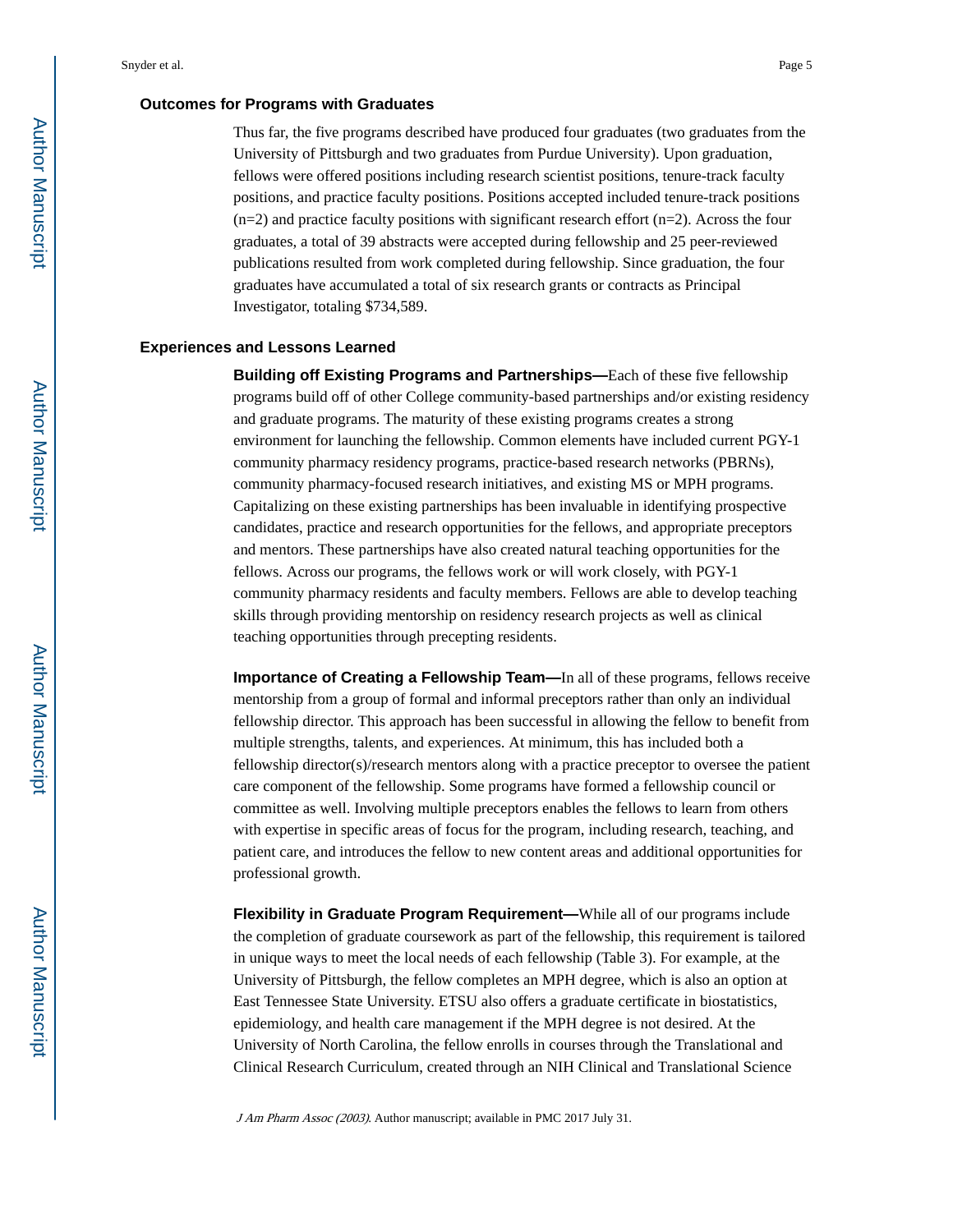### Outcomes for Programs with Graduates

Thus far, the five programs described have produced four graduates (two graduates from the University of Pittsburgh and two graduates from Purdue University). Upon graduation, fellows were offered positions including research scientist positions, tenure-track faculty positions, and practice faculty positions. Positions accepted included tenure-track positions (n=2) and practice faculty positions with significant research effort (n=2). Across the four graduates, a total of 39 abstracts were accepted during fellowship and 25 peer-reviewed publications resulted from work completed during fellowship. Since graduation, the four graduates have accumulated a total of six research grants or contracts as Principal Investigator, totaling $734,589.

### Experiences and Lessons Learned

**Building off Existing Programs and Partnerships—**Each of these five fellowship programs build off of other College community-based partnerships and/or existing residency and graduate programs. The maturity of these existing programs creates a strong environment for launching the fellowship. Common elements have included current PGY-1 community pharmacy residency programs, practice-based research networks (PBRNs), community pharmacy-focused research initiatives, and existing MS or MPH programs. Capitalizing on these existing partnerships has been invaluable in identifying prospective candidates, practice and research opportunities for the fellows, and appropriate preceptors and mentors. These partnerships have also created natural teaching opportunities for the fellows. Across our programs, the fellows work or will work closely, with PGY-1 community pharmacy residents and faculty members. Fellows are able to develop teaching skills through providing mentorship on residency research projects as well as clinical teaching opportunities through precepting residents.

**Importance of Creating a Fellowship Team—**In all of these programs, fellows receive mentorship from a group of formal and informal preceptors rather than only an individual fellowship director. This approach has been successful in allowing the fellow to benefit from multiple strengths, talents, and experiences. At minimum, this has included both a fellowship director(s)/research mentors along with a practice preceptor to oversee the patient care component of the fellowship. Some programs have formed a fellowship council or committee as well. Involving multiple preceptors enables the fellows to learn from others with expertise in specific areas of focus for the program, including research, teaching, and patient care, and introduces the fellow to new content areas and additional opportunities for professional growth.

**Flexibility in Graduate Program Requirement—**While all of our programs include the completion of graduate coursework as part of the fellowship, this requirement is tailored in unique ways to meet the local needs of each fellowship (Table 3). For example, at the University of Pittsburgh, the fellow completes an MPH degree, which is also an option at East Tennessee State University. ETSU also offers a graduate certificate in biostatistics, epidemiology, and health care management if the MPH degree is not desired. At the University of North Carolina, the fellow enrolls in courses through the Translational and Clinical Research Curriculum, created through an NIH Clinical and Translational Science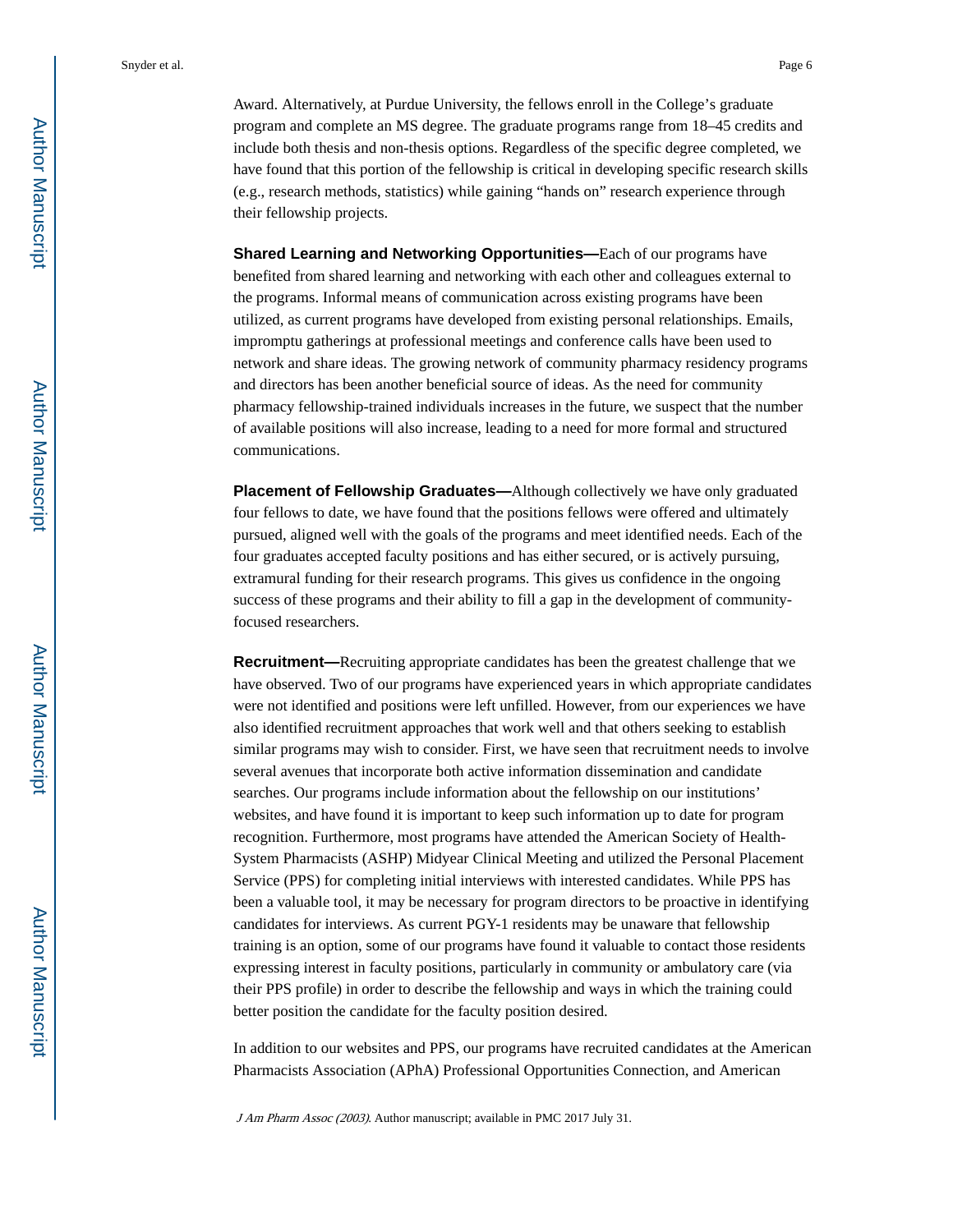Award. Alternatively, at Purdue University, the fellows enroll in the College's graduate program and complete an MS degree. The graduate programs range from 18–45 credits and include both thesis and non-thesis options. Regardless of the specific degree completed, we have found that this portion of the fellowship is critical in developing specific research skills (e.g., research methods, statistics) while gaining "hands on" research experience through their fellowship projects.

**Shared Learning and Networking Opportunities—**Each of our programs have benefited from shared learning and networking with each other and colleagues external to the programs. Informal means of communication across existing programs have been utilized, as current programs have developed from existing personal relationships. Emails, impromptu gatherings at professional meetings and conference calls have been used to network and share ideas. The growing network of community pharmacy residency programs and directors has been another beneficial source of ideas. As the need for community pharmacy fellowship-trained individuals increases in the future, we suspect that the number of available positions will also increase, leading to a need for more formal and structured communications.

**Placement of Fellowship Graduates—**Although collectively we have only graduated four fellows to date, we have found that the positions fellows were offered and ultimately pursued, aligned well with the goals of the programs and meet identified needs. Each of the four graduates accepted faculty positions and has either secured, or is actively pursuing, extramural funding for their research programs. This gives us confidence in the ongoing success of these programs and their ability to fill a gap in the development of community-focused researchers.

**Recruitment—**Recruiting appropriate candidates has been the greatest challenge that we have observed. Two of our programs have experienced years in which appropriate candidates were not identified and positions were left unfilled. However, from our experiences we have also identified recruitment approaches that work well and that others seeking to establish similar programs may wish to consider. First, we have seen that recruitment needs to involve several avenues that incorporate both active information dissemination and candidate searches. Our programs include information about the fellowship on our institutions' websites, and have found it is important to keep such information up to date for program recognition. Furthermore, most programs have attended the American Society of Health-System Pharmacists (ASHP) Midyear Clinical Meeting and utilized the Personal Placement Service (PPS) for completing initial interviews with interested candidates. While PPS has been a valuable tool, it may be necessary for program directors to be proactive in identifying candidates for interviews. As current PGY-1 residents may be unaware that fellowship training is an option, some of our programs have found it valuable to contact those residents expressing interest in faculty positions, particularly in community or ambulatory care (via their PPS profile) in order to describe the fellowship and ways in which the training could better position the candidate for the faculty position desired.

In addition to our websites and PPS, our programs have recruited candidates at the American Pharmacists Association (APhA) Professional Opportunities Connection, and American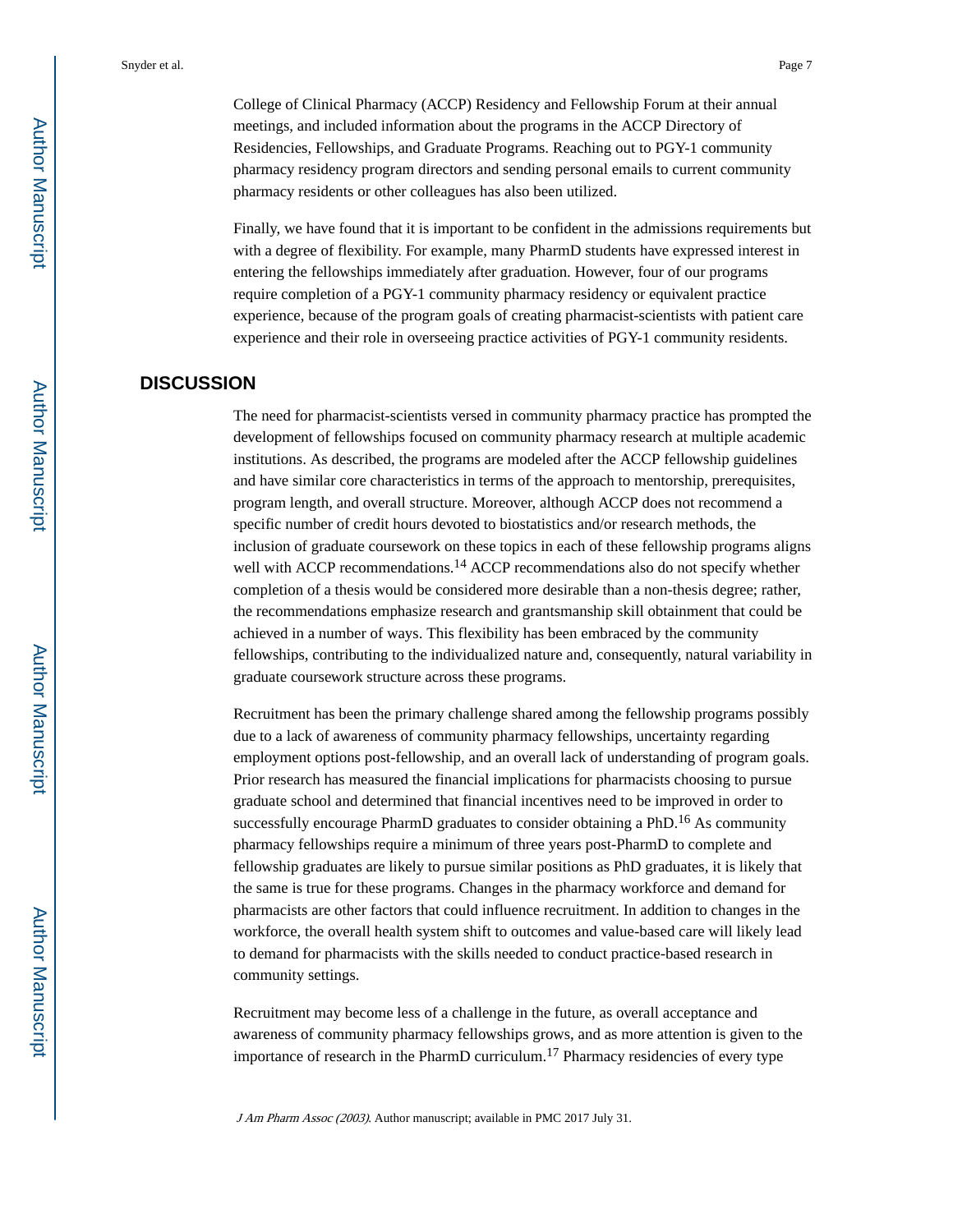College of Clinical Pharmacy (ACCP) Residency and Fellowship Forum at their annual meetings, and included information about the programs in the ACCP Directory of Residencies, Fellowships, and Graduate Programs. Reaching out to PGY-1 community pharmacy residency program directors and sending personal emails to current community pharmacy residents or other colleagues has also been utilized.

Finally, we have found that it is important to be confident in the admissions requirements but with a degree of flexibility. For example, many PharmD students have expressed interest in entering the fellowships immediately after graduation. However, four of our programs require completion of a PGY-1 community pharmacy residency or equivalent practice experience, because of the program goals of creating pharmacist-scientists with patient care experience and their role in overseeing practice activities of PGY-1 community residents.

## DISCUSSION

The need for pharmacist-scientists versed in community pharmacy practice has prompted the development of fellowships focused on community pharmacy research at multiple academic institutions. As described, the programs are modeled after the ACCP fellowship guidelines and have similar core characteristics in terms of the approach to mentorship, prerequisites, program length, and overall structure. Moreover, although ACCP does not recommend a specific number of credit hours devoted to biostatistics and/or research methods, the inclusion of graduate coursework on these topics in each of these fellowship programs aligns well with ACCP recommendations.[14] ACCP recommendations also do not specify whether completion of a thesis would be considered more desirable than a non-thesis degree; rather, the recommendations emphasize research and grantsmanship skill obtainment that could be achieved in a number of ways. This flexibility has been embraced by the community fellowships, contributing to the individualized nature and, consequently, natural variability in graduate coursework structure across these programs.

Recruitment has been the primary challenge shared among the fellowship programs possibly due to a lack of awareness of community pharmacy fellowships, uncertainty regarding employment options post-fellowship, and an overall lack of understanding of program goals. Prior research has measured the financial implications for pharmacists choosing to pursue graduate school and determined that financial incentives need to be improved in order to successfully encourage PharmD graduates to consider obtaining a PhD.[16] As community pharmacy fellowships require a minimum of three years post-PharmD to complete and fellowship graduates are likely to pursue similar positions as PhD graduates, it is likely that the same is true for these programs. Changes in the pharmacy workforce and demand for pharmacists are other factors that could influence recruitment. In addition to changes in the workforce, the overall health system shift to outcomes and value-based care will likely lead to demand for pharmacists with the skills needed to conduct practice-based research in community settings.

Recruitment may become less of a challenge in the future, as overall acceptance and awareness of community pharmacy fellowships grows, and as more attention is given to the importance of research in the PharmD curriculum.[17] Pharmacy residencies of every type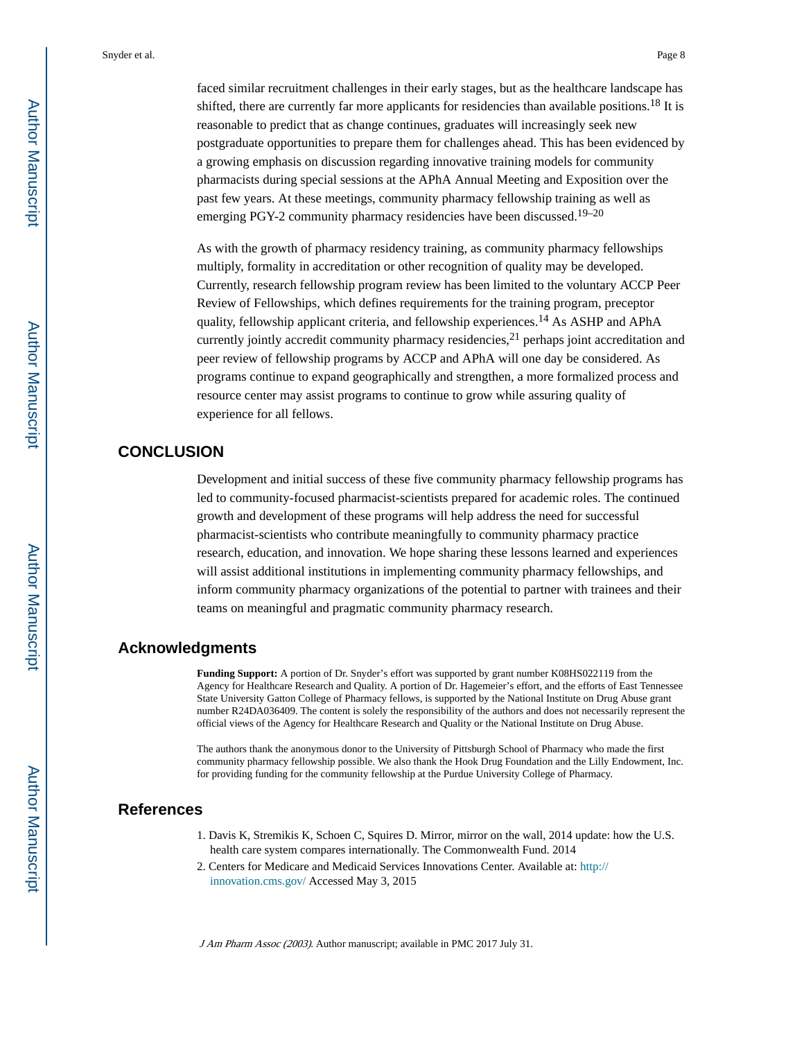faced similar recruitment challenges in their early stages, but as the healthcare landscape has shifted, there are currently far more applicants for residencies than available positions.[18] It is reasonable to predict that as change continues, graduates will increasingly seek new postgraduate opportunities to prepare them for challenges ahead. This has been evidenced by a growing emphasis on discussion regarding innovative training models for community pharmacists during special sessions at the APhA Annual Meeting and Exposition over the past few years. At these meetings, community pharmacy fellowship training as well as emerging PGY-2 community pharmacy residencies have been discussed.[19–20]

As with the growth of pharmacy residency training, as community pharmacy fellowships multiply, formality in accreditation or other recognition of quality may be developed. Currently, research fellowship program review has been limited to the voluntary ACCP Peer Review of Fellowships, which defines requirements for the training program, preceptor quality, fellowship applicant criteria, and fellowship experiences.[14] As ASHP and APhA currently jointly accredit community pharmacy residencies,[21] perhaps joint accreditation and peer review of fellowship programs by ACCP and APhA will one day be considered. As programs continue to expand geographically and strengthen, a more formalized process and resource center may assist programs to continue to grow while assuring quality of experience for all fellows.

## CONCLUSION

Development and initial success of these five community pharmacy fellowship programs has led to community-focused pharmacist-scientists prepared for academic roles. The continued growth and development of these programs will help address the need for successful pharmacist-scientists who contribute meaningfully to community pharmacy practice research, education, and innovation. We hope sharing these lessons learned and experiences will assist additional institutions in implementing community pharmacy fellowships, and inform community pharmacy organizations of the potential to partner with trainees and their teams on meaningful and pragmatic community pharmacy research.

## Acknowledgments

**Funding Support:** A portion of Dr. Snyder's effort was supported by grant number K08HS022119 from the Agency for Healthcare Research and Quality. A portion of Dr. Hagemeier's effort, and the efforts of East Tennessee State University Gatton College of Pharmacy fellows, is supported by the National Institute on Drug Abuse grant number R24DA036409. The content is solely the responsibility of the authors and does not necessarily represent the official views of the Agency for Healthcare Research and Quality or the National Institute on Drug Abuse.

The authors thank the anonymous donor to the University of Pittsburgh School of Pharmacy who made the first community pharmacy fellowship possible. We also thank the Hook Drug Foundation and the Lilly Endowment, Inc. for providing funding for the community fellowship at the Purdue University College of Pharmacy.

## References

1. Davis K, Stremikis K, Schoen C, Squires D. Mirror, mirror on the wall, 2014 update: how the U.S. health care system compares internationally. The Commonwealth Fund. 2014
2. Centers for Medicare and Medicaid Services Innovations Center. Available at: http://innovation.cms.gov/ Accessed May 3, 2015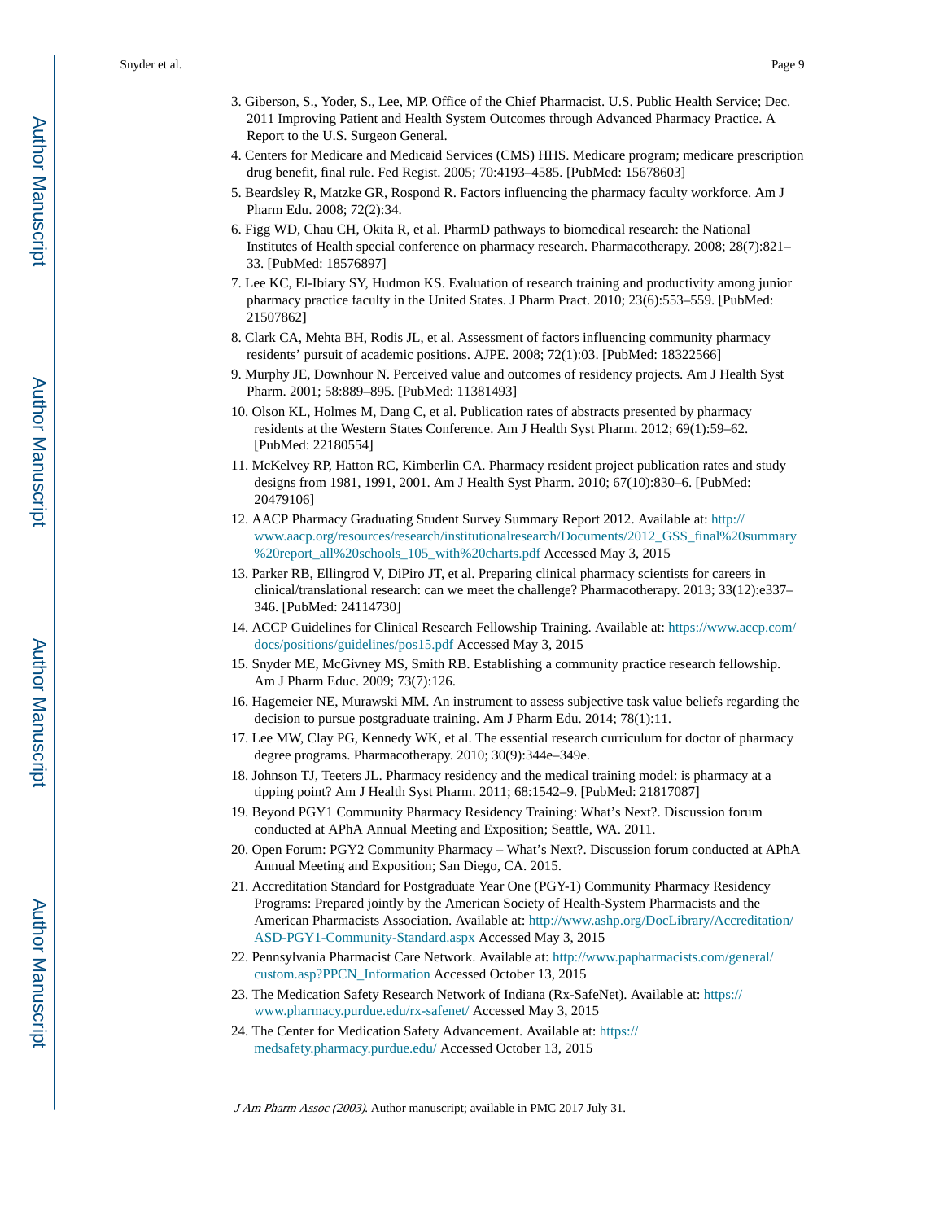3. Giberson, S., Yoder, S., Lee, MP. Office of the Chief Pharmacist. U.S. Public Health Service; Dec. 2011 Improving Patient and Health System Outcomes through Advanced Pharmacy Practice. A Report to the U.S. Surgeon General.
4. Centers for Medicare and Medicaid Services (CMS) HHS. Medicare program; medicare prescription drug benefit, final rule. Fed Regist. 2005; 70:4193–4585. [PubMed: 15678603]
5. Beardsley R, Matzke GR, Rospond R. Factors influencing the pharmacy faculty workforce. Am J Pharm Edu. 2008; 72(2):34.
6. Figg WD, Chau CH, Okita R, et al. PharmD pathways to biomedical research: the National Institutes of Health special conference on pharmacy research. Pharmacotherapy. 2008; 28(7):821–33. [PubMed: 18576897]
7. Lee KC, El-Ibiary SY, Hudmon KS. Evaluation of research training and productivity among junior pharmacy practice faculty in the United States. J Pharm Pract. 2010; 23(6):553–559. [PubMed: 21507862]
8. Clark CA, Mehta BH, Rodis JL, et al. Assessment of factors influencing community pharmacy residents' pursuit of academic positions. AJPE. 2008; 72(1):03. [PubMed: 18322566]
9. Murphy JE, Downhour N. Perceived value and outcomes of residency projects. Am J Health Syst Pharm. 2001; 58:889–895. [PubMed: 11381493]
10. Olson KL, Holmes M, Dang C, et al. Publication rates of abstracts presented by pharmacy residents at the Western States Conference. Am J Health Syst Pharm. 2012; 69(1):59–62. [PubMed: 22180554]
11. McKelvey RP, Hatton RC, Kimberlin CA. Pharmacy resident project publication rates and study designs from 1981, 1991, 2001. Am J Health Syst Pharm. 2010; 67(10):830–6. [PubMed: 20479106]
12. AACP Pharmacy Graduating Student Survey Summary Report 2012. Available at: http://www.aacp.org/resources/research/institutionalresearch/Documents/2012_GSS_final%20summary%20report_all%20schools_105_with%20charts.pdf Accessed May 3, 2015
13. Parker RB, Ellingrod V, DiPiro JT, et al. Preparing clinical pharmacy scientists for careers in clinical/translational research: can we meet the challenge? Pharmacotherapy. 2013; 33(12):e337–346. [PubMed: 24114730]
14. ACCP Guidelines for Clinical Research Fellowship Training. Available at: https://www.accp.com/docs/positions/guidelines/pos15.pdf Accessed May 3, 2015
15. Snyder ME, McGivney MS, Smith RB. Establishing a community practice research fellowship. Am J Pharm Educ. 2009; 73(7):126.
16. Hagemeier NE, Murawski MM. An instrument to assess subjective task value beliefs regarding the decision to pursue postgraduate training. Am J Pharm Edu. 2014; 78(1):11.
17. Lee MW, Clay PG, Kennedy WK, et al. The essential research curriculum for doctor of pharmacy degree programs. Pharmacotherapy. 2010; 30(9):344e–349e.
18. Johnson TJ, Teeters JL. Pharmacy residency and the medical training model: is pharmacy at a tipping point? Am J Health Syst Pharm. 2011; 68:1542–9. [PubMed: 21817087]
19. Beyond PGY1 Community Pharmacy Residency Training: What's Next?. Discussion forum conducted at APhA Annual Meeting and Exposition; Seattle, WA. 2011.
20. Open Forum: PGY2 Community Pharmacy – What's Next?. Discussion forum conducted at APhA Annual Meeting and Exposition; San Diego, CA. 2015.
21. Accreditation Standard for Postgraduate Year One (PGY-1) Community Pharmacy Residency Programs: Prepared jointly by the American Society of Health-System Pharmacists and the American Pharmacists Association. Available at: http://www.ashp.org/DocLibrary/Accreditation/ASD-PGY1-Community-Standard.aspx Accessed May 3, 2015
22. Pennsylvania Pharmacist Care Network. Available at: http://www.papharmacists.com/general/custom.asp?PPCN_Information Accessed October 13, 2015
23. The Medication Safety Research Network of Indiana (Rx-SafeNet). Available at: https://www.pharmacy.purdue.edu/rx-safenet/ Accessed May 3, 2015
24. The Center for Medication Safety Advancement. Available at: https://medsafety.pharmacy.purdue.edu/ Accessed October 13, 2015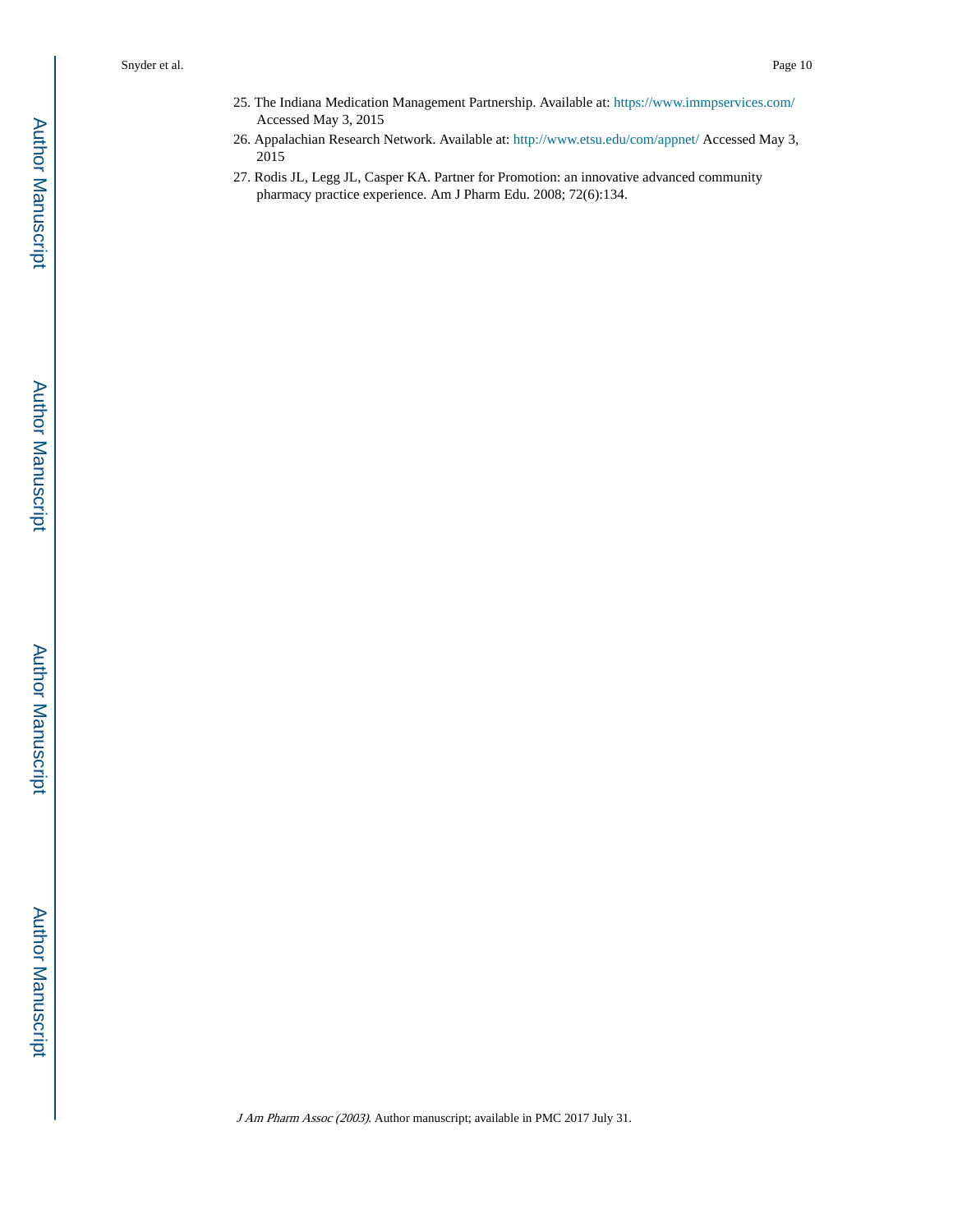25. The Indiana Medication Management Partnership. Available at: https://www.immpservices.com/ Accessed May 3, 2015
26. Appalachian Research Network. Available at: http://www.etsu.edu/com/appnet/ Accessed May 3, 2015
27. Rodis JL, Legg JL, Casper KA. Partner for Promotion: an innovative advanced community pharmacy practice experience. Am J Pharm Edu. 2008; 72(6):134.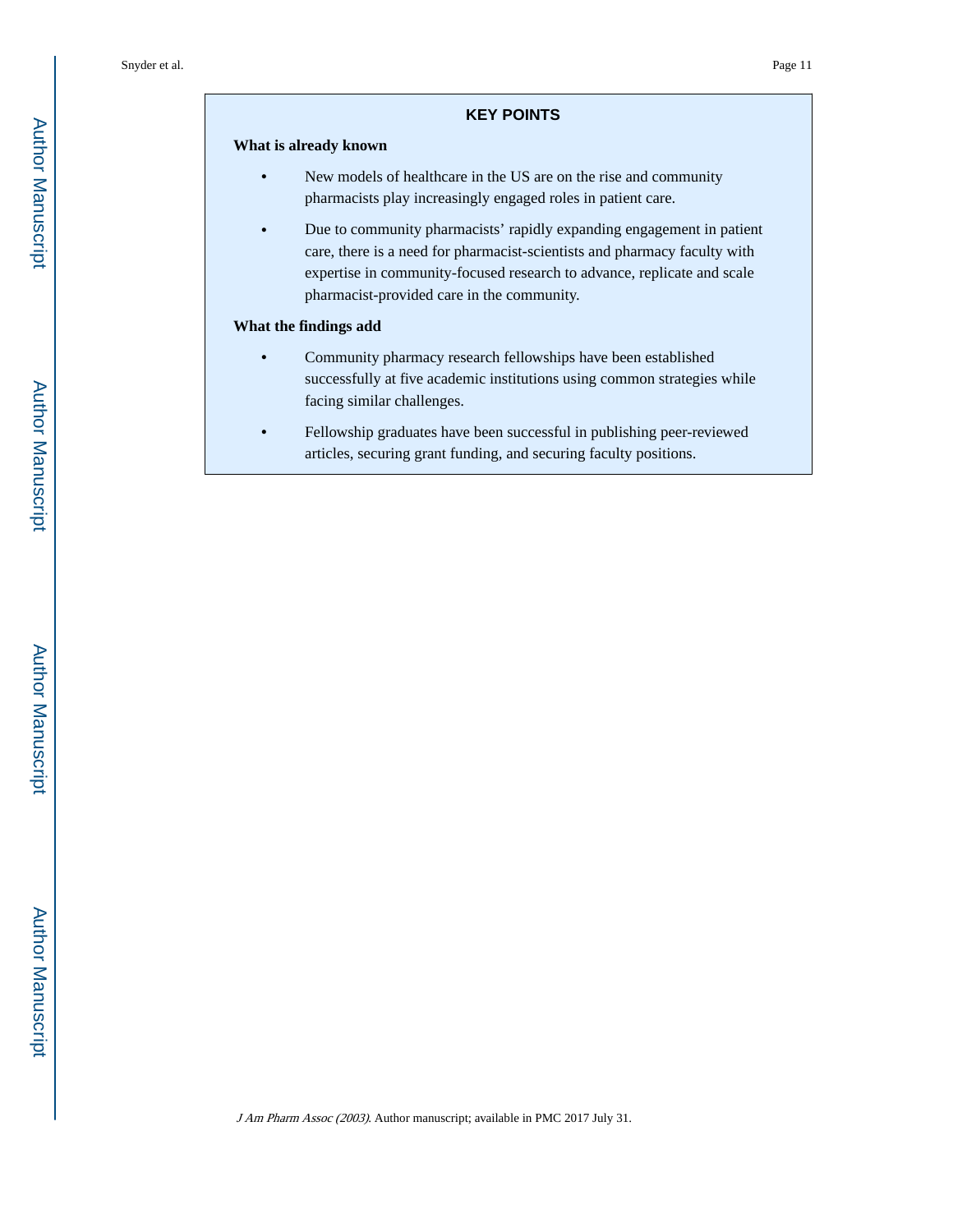## KEY POINTS

### What is already known

- New models of healthcare in the US are on the rise and community pharmacists play increasingly engaged roles in patient care.
- Due to community pharmacists' rapidly expanding engagement in patient care, there is a need for pharmacist-scientists and pharmacy faculty with expertise in community-focused research to advance, replicate and scale pharmacist-provided care in the community.

### What the findings add

- Community pharmacy research fellowships have been established successfully at five academic institutions using common strategies while facing similar challenges.
- Fellowship graduates have been successful in publishing peer-reviewed articles, securing grant funding, and securing faculty positions.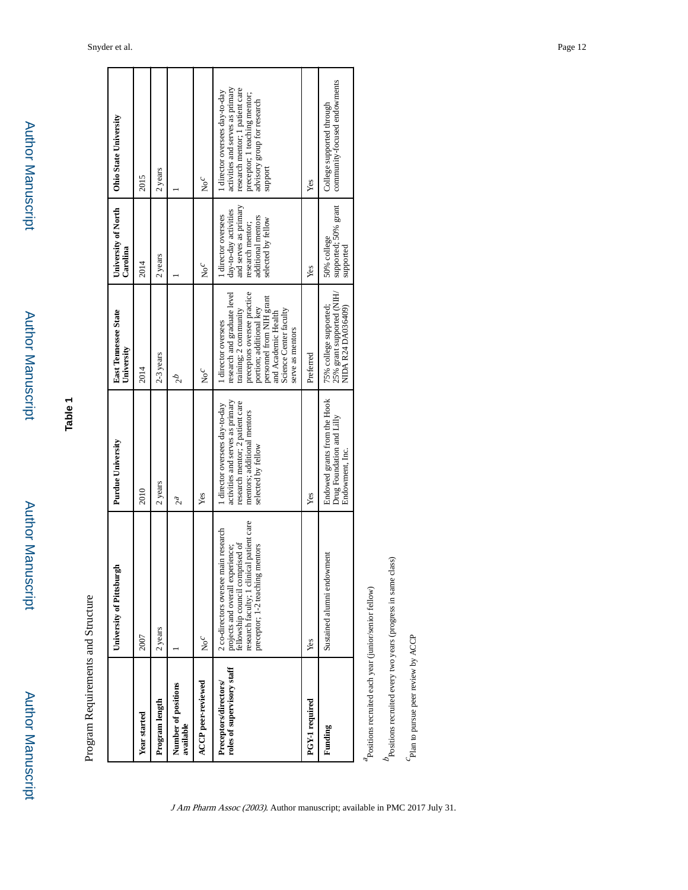**Table 1**

Program Requirements and Structure

| | University of Pittsburgh | Purdue University | East Tennessee State University | University of North Carolina | Ohio State University |
|---|---|---|---|---|---|
| **Year started** | 2007 | 2010 | 2014 | 2014 | 2015 |
| **Program length** | 2 years | 2 years | 2-3 years | 2 years | 2 years |
| **Number of positions available** | 1 | 2[a] | 2[b] | 1 | 1 |
| **ACCP peer-reviewed** | No[c] | Yes | No[c] | No[c] | No[c] |
| **Preceptors/directors/ roles of supervisory staff** | 2 co-directors oversee main research projects and overall experience; fellowship council comprised of research faculty; 1 clinical patient care preceptor; 1-2 teaching mentors | 1 director oversees day-to-day activities and serves as primary research mentor; 2 patient care mentors; additional mentors selected by fellow | 1 director oversees research and graduate level training; 2 community preceptors oversee practice portion; additional key personnel from NIH grant and Academic Health Science Center faculty serve as mentors | 1 director oversees day-to-day activities and serves as primary research mentor; additional mentors selected by fellow | 1 director oversees day-to-day activities and serves as primary research mentor; 1 patient care preceptor; 1 teaching mentor; advisory group for research support |
| **PGY-1 required** | Yes | Yes | Preferred | Yes | Yes |
| **Funding** | Sustained alumni endowment | Endowed grants from the Hook Drug Foundation and Lilly Endowment, Inc. | 75% college supported; 25% grant supported (NIH/ NIDA R24 DA036409) | 50% college supported; 50% grant supported | College supported through community-focused endowments |

[a] Positions recruited each year (junior/senior fellow)

[b] Positions recruited every two years (progress in same class)

[c] Plan to pursue peer review by ACCP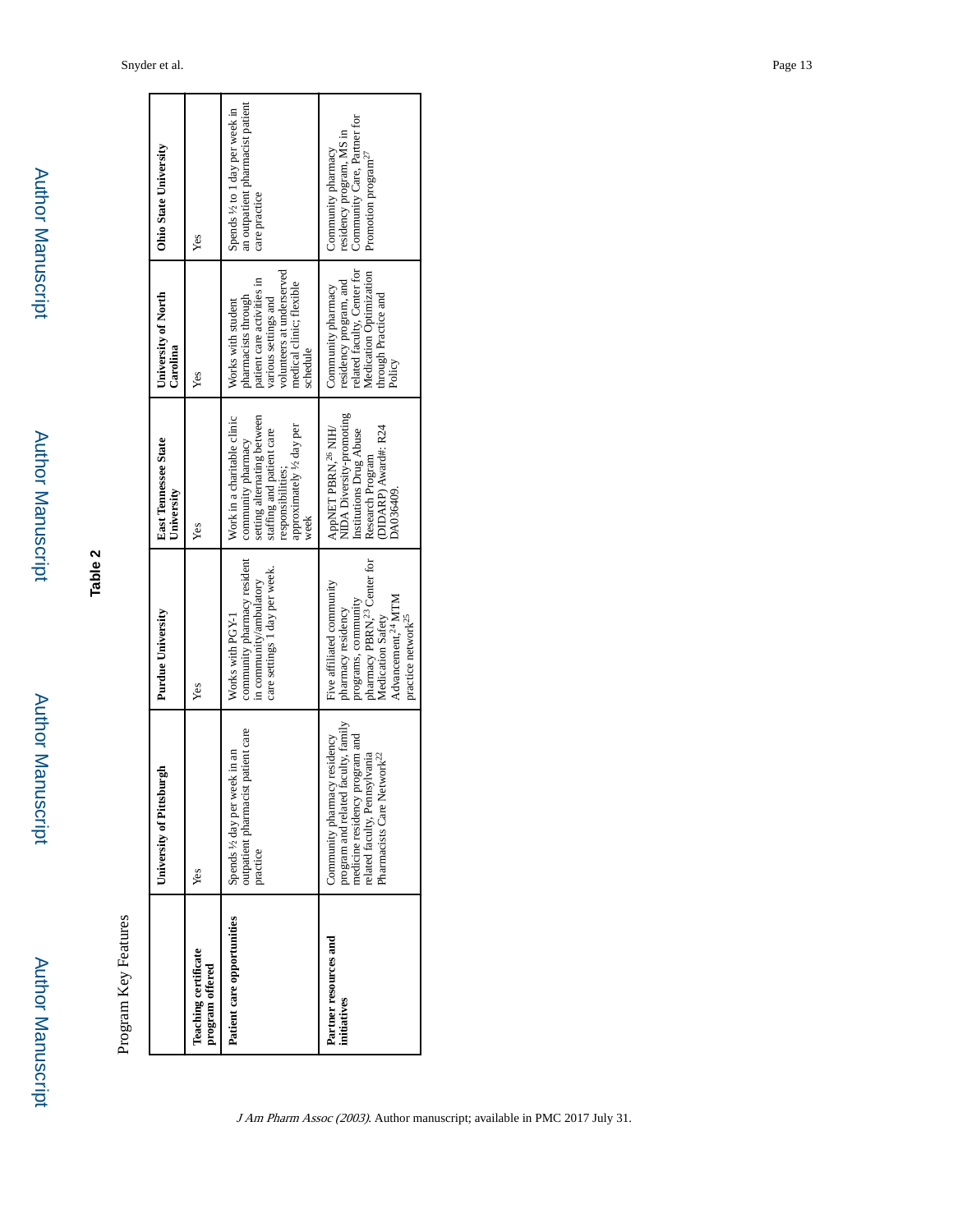## Table 2

Program Key Features

| | University of Pittsburgh | Purdue University | East Tennessee State University | University of North Carolina | Ohio State University |
|---|---|---|---|---|---|
| **Teaching certificate program offered** | Yes | Yes | Yes | Yes | Yes |
| **Patient care opportunities** | Spends ½ day per week in an outpatient pharmacist patient care practice | Works with PGY-1 community pharmacy resident in community/ambulatory care settings 1 day per week. | Work in a charitable clinic community pharmacy setting alternating between staffing and patient care responsibilities; approximately ½ day per week | Works with student pharmacists through patient care activities in various settings and volunteers at underserved medical clinic; flexible schedule | Spends ½ to 1 day per week in an outpatient pharmacist patient care practice |
| **Partner resources and initiatives** | Community pharmacy residency program and related faculty, family medicine residency program and related faculty, Pennsylvania Pharmacists Care Network[22] | Five affiliated community pharmacy residency programs, community pharmacy PBRN,[23] Center for Medication Safety Advancement,[24] MTM practice network[25] | AppNET PBRN,[26] NIH/NIDA Diversity-promoting Institutions Drug Abuse Research Program (DIDARP) Award#: R24 DA036409. | Community pharmacy residency program, and related faculty, Center for Medication Optimization through Practice and Policy | Community pharmacy residency program, MS in Community Care, Partner for Promotion program[27] |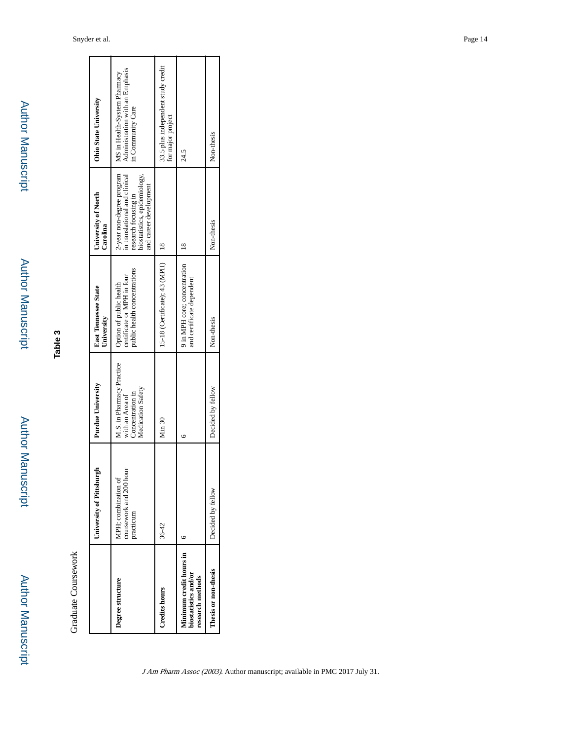**Table 3**

Graduate Coursework

| | University of Pittsburgh | Purdue University | East Tennessee State University | University of North Carolina | Ohio State University |
|---|---|---|---|---|---|
| **Degree structure** | MPH; combination of coursework and 200 hour practicum | M.S. in Pharmacy Practice with an Area of Concentration in Medication Safety | Option of public health certificate or MPH in four public health concentrations | 2-year non-degree program in translational and clinical research focusing in biostatistics, epidemiology, and career development | MS in Health-System Pharmacy Administration with an Emphasis in Community Care |
| **Credits hours** | 36-42 | Min 30 | 15-18 (Certificate); 43 (MPH) | 18 | 33.5 plus independent study credit for major project |
| **Minimum credit hours in biostatistics and/or research methods** | 6 | 6 | 9 in MPH core; concentration and certificate dependent | 18 | 24.5 |
| **Thesis or non-thesis** | Decided by fellow | Decided by fellow | Non-thesis | Non-thesis | Non-thesis |